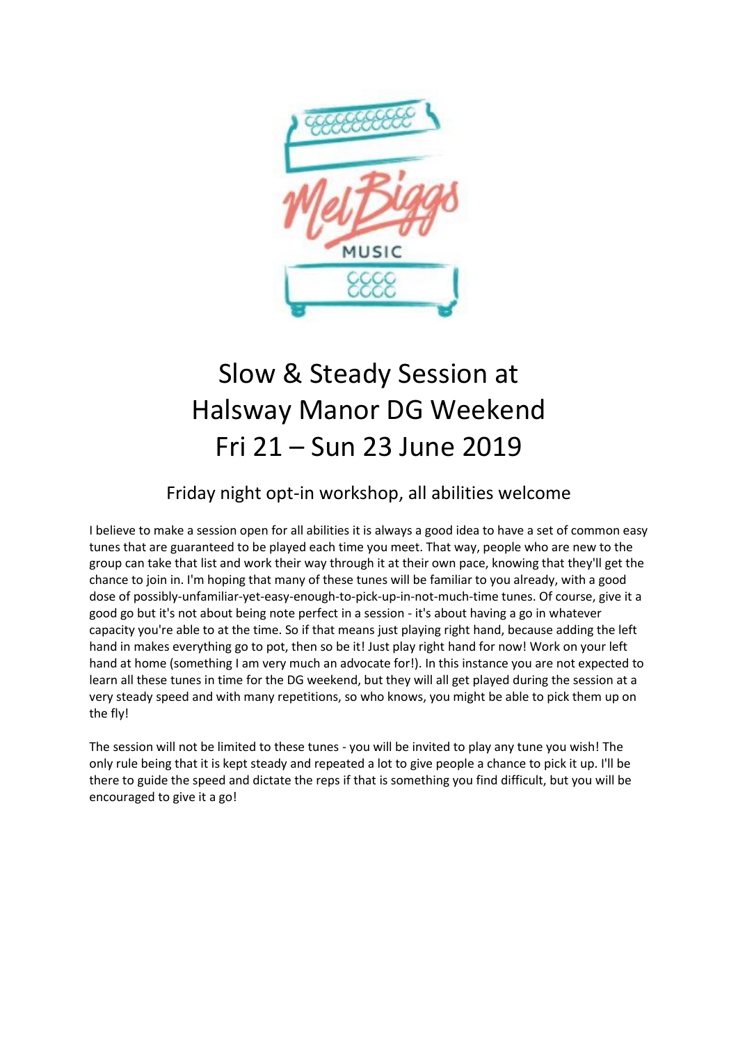# Slow & Steady Session at Halsway Manor DG Weekend Fri 21 – Sun 23 June 2019

## Friday night opt-in workshop, all abilities welcome

I believe to make a session open for all abilities it is always a good idea to have a set of common easy tunes that are guaranteed to be played each time you meet. That way, people who are new to the group can take that list and work their way through it at their own pace, knowing that they'll get the chance to join in. I'm hoping that many of these tunes will be familiar to you already, with a good dose of possibly-unfamiliar-yet-easy-enough-to-pick-up-in-not-much-time tunes. Of course, give it a good go but it's not about being note perfect in a session - it's about having a go in whatever capacity you're able to at the time. So if that means just playing right hand, because adding the left hand in makes everything go to pot, then so be it! Just play right hand for now! Work on your left hand at home (something I am very much an advocate for!). In this instance you are not expected to learn all these tunes in time for the DG weekend, but they will all get played during the session at a very steady speed and with many repetitions, so who knows, you might be able to pick them up on the fly!

The session will not be limited to these tunes - you will be invited to play any tune you wish! The only rule being that it is kept steady and repeated a lot to give people a chance to pick it up. I'll be there to guide the speed and dictate the reps if that is something you find difficult, but you will be encouraged to give it a go!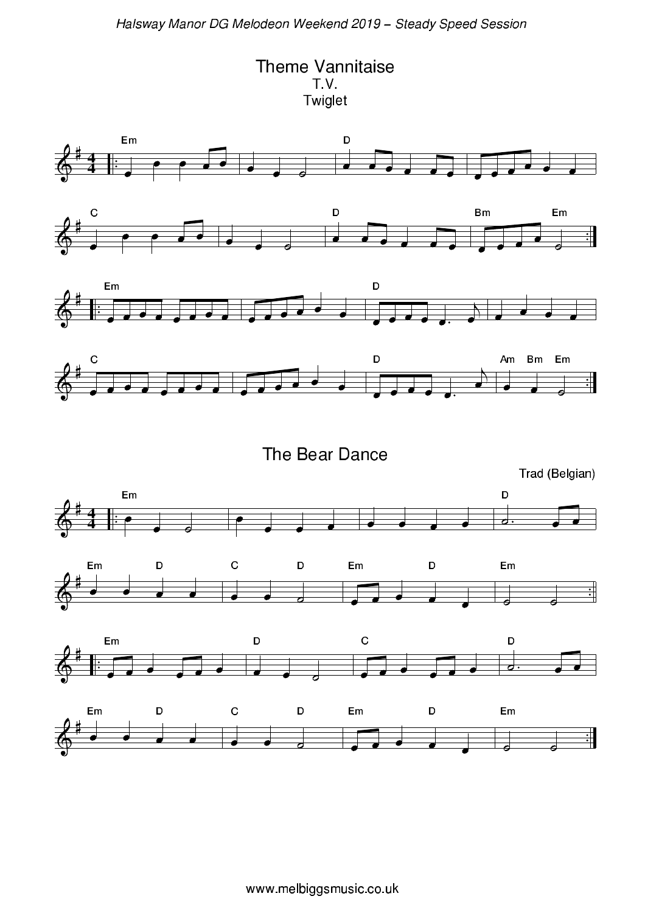# Theme Vannitaise

T.V.

Twiglet

# The Bear Dance

Trad (Belgian)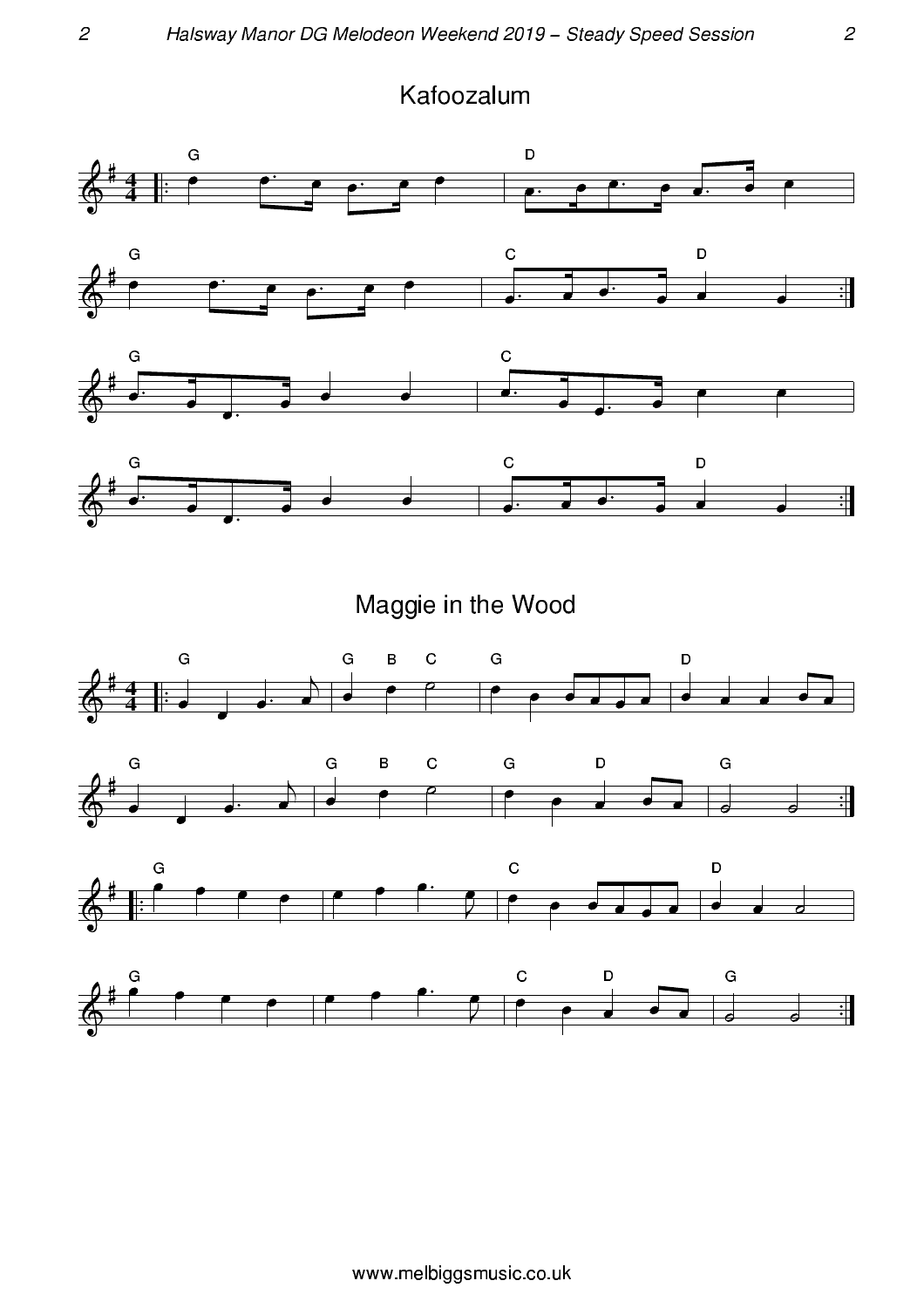# Kafoozalum

# Maggie in the Wood

www.melbiggsmusic.co.uk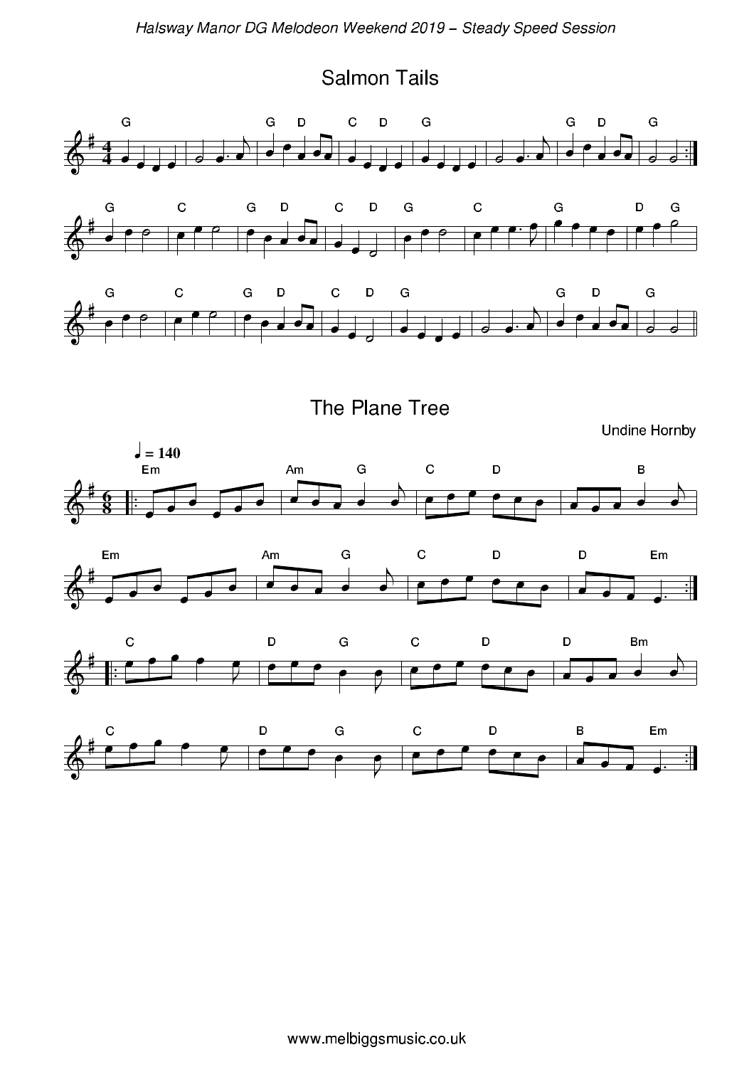# Salmon Tails

# The Plane Tree

Undine Hornby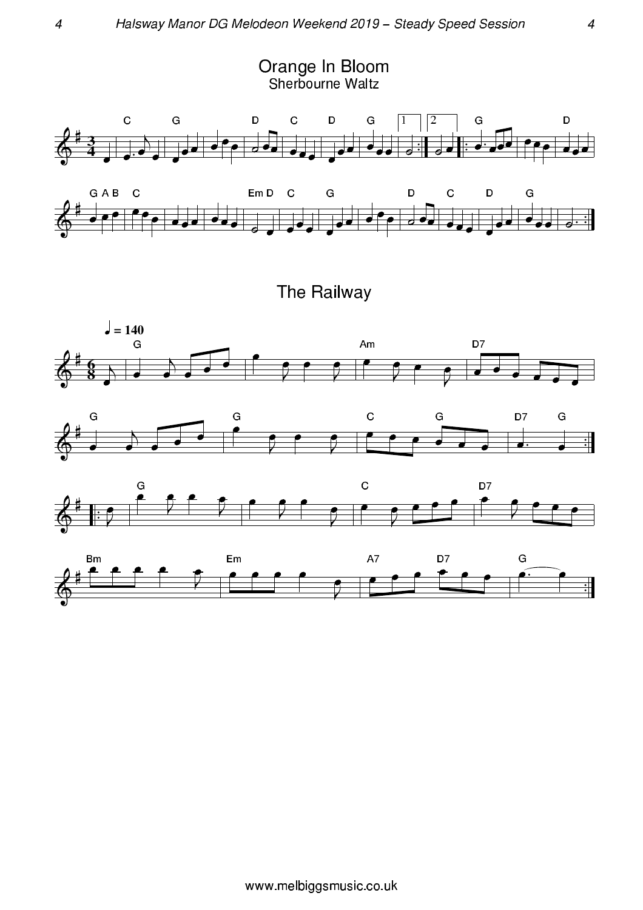# Orange In Bloom

Sherbourne Waltz

# The Railway

♩ = 140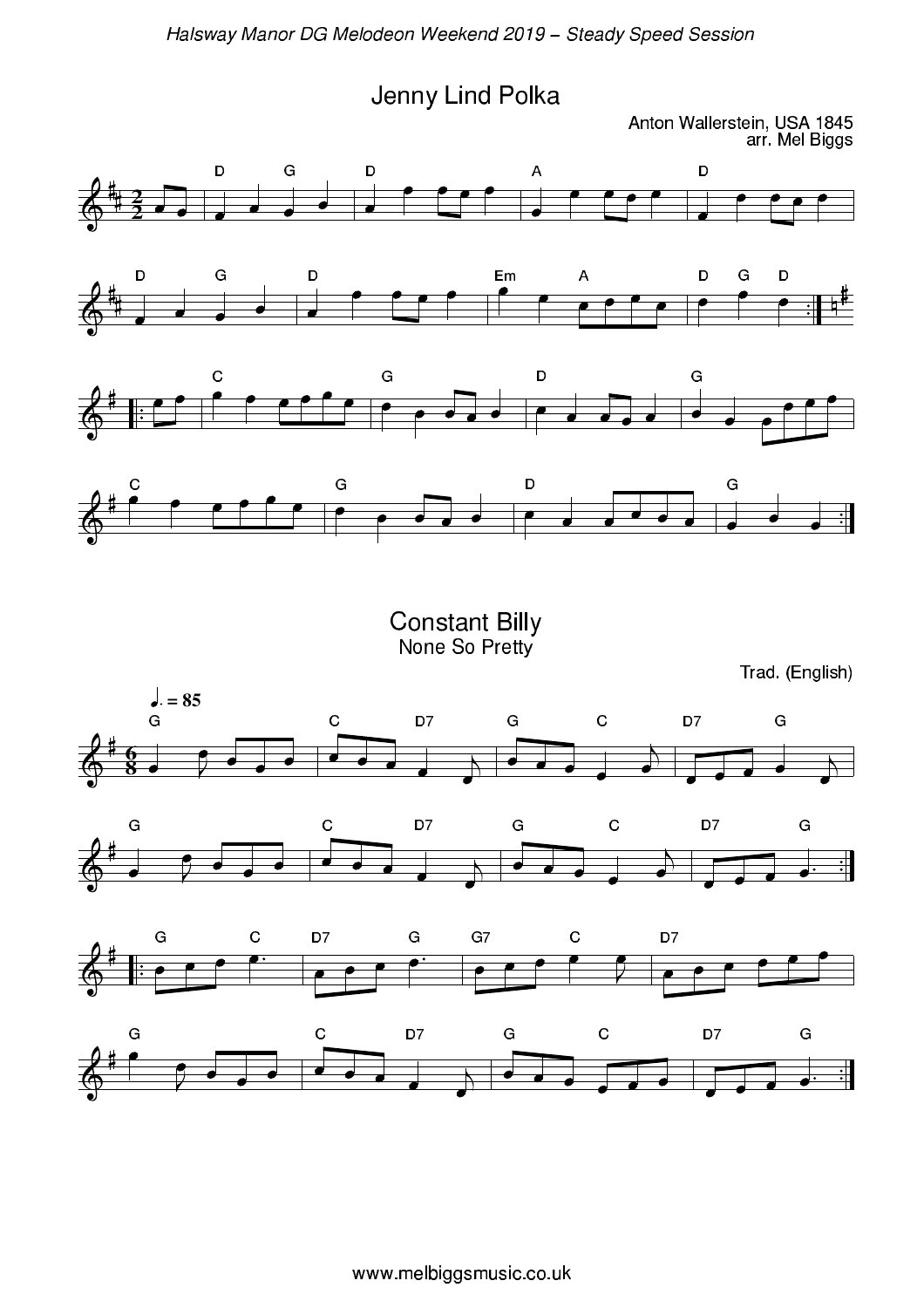# Jenny Lind Polka

Anton Wallerstein, USA 1845
arr. Mel Biggs

# Constant Billy

## None So Pretty

Trad. (English)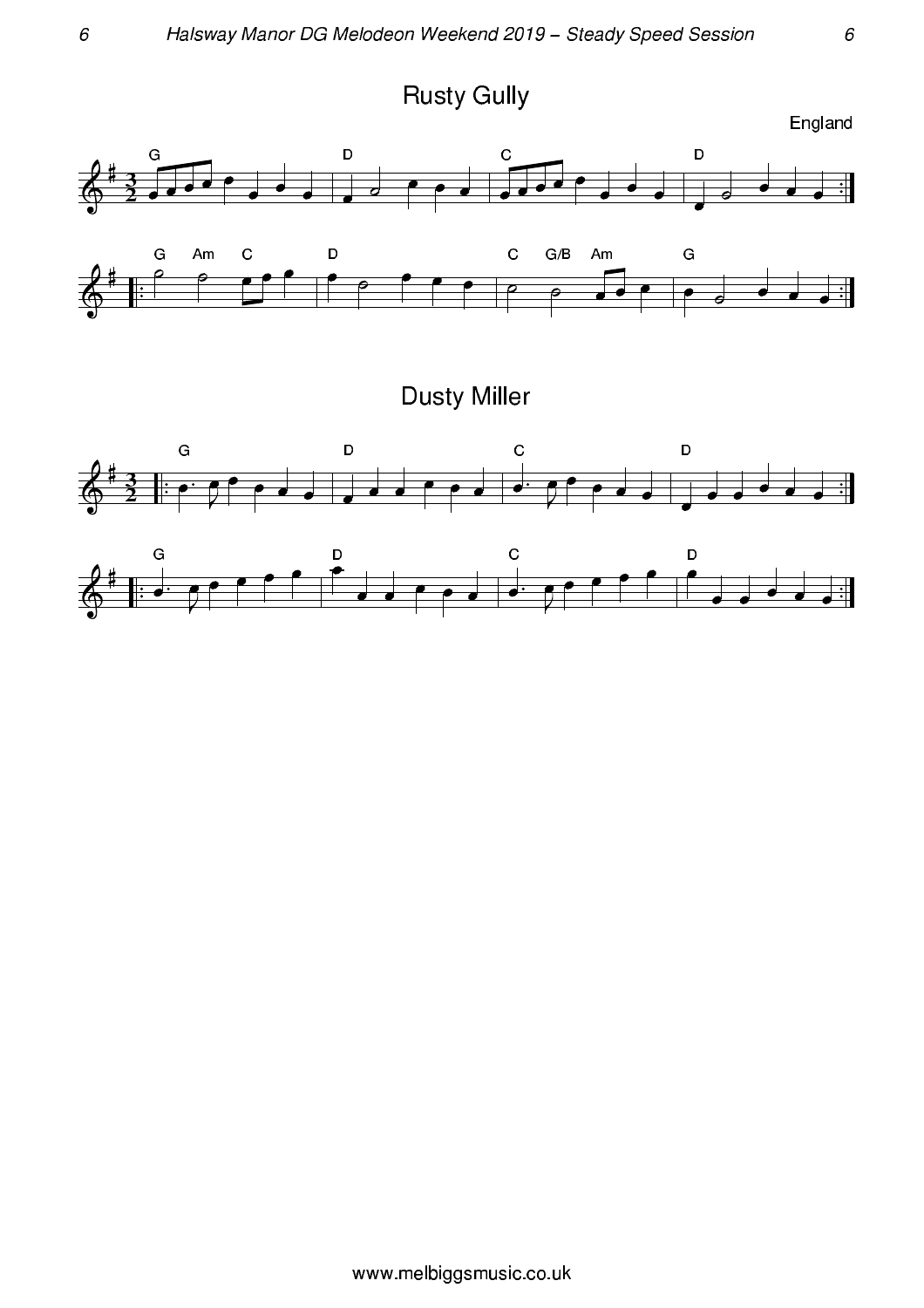# Rusty Gully

England

# Dusty Miller